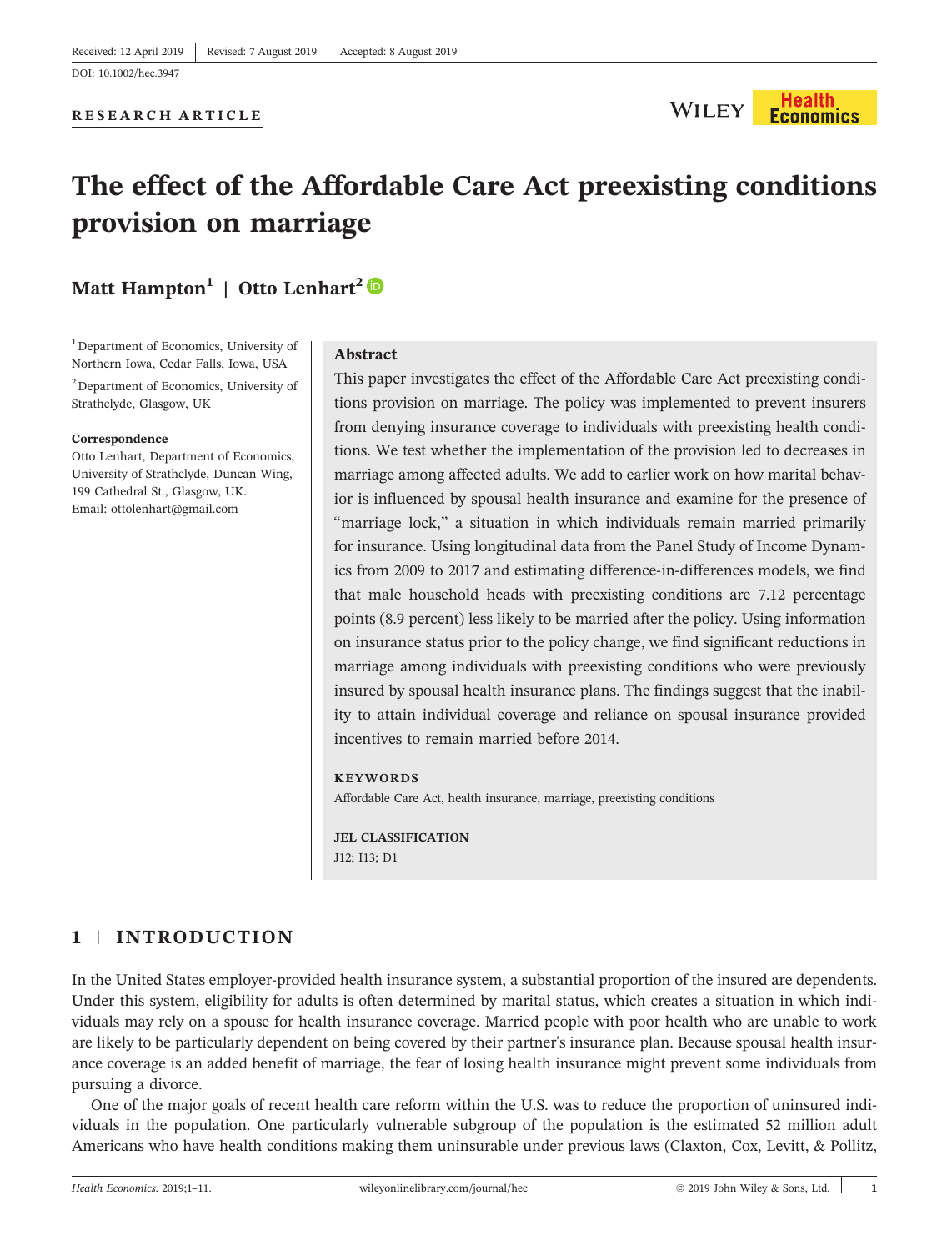Received: 12 April 2019 | Revised: 7 August 2019 | Accepted: 8 August 2019

DOI: 10.1002/hec.3947

RESEARCH ARTICLE

# The effect of the Affordable Care Act preexisting conditions provision on marriage

**Matt Hampton**[1] | **Otto Lenhart**[2]

[1] Department of Economics, University of Northern Iowa, Cedar Falls, Iowa, USA

[2] Department of Economics, University of Strathclyde, Glasgow, UK

**Correspondence**
Otto Lenhart, Department of Economics, University of Strathclyde, Duncan Wing, 199 Cathedral St., Glasgow, UK.
Email: ottolenhart@gmail.com

## Abstract

This paper investigates the effect of the Affordable Care Act preexisting conditions provision on marriage. The policy was implemented to prevent insurers from denying insurance coverage to individuals with preexisting health conditions. We test whether the implementation of the provision led to decreases in marriage among affected adults. We add to earlier work on how marital behavior is influenced by spousal health insurance and examine for the presence of "marriage lock," a situation in which individuals remain married primarily for insurance. Using longitudinal data from the Panel Study of Income Dynamics from 2009 to 2017 and estimating difference-in-differences models, we find that male household heads with preexisting conditions are 7.12 percentage points (8.9 percent) less likely to be married after the policy. Using information on insurance status prior to the policy change, we find significant reductions in marriage among individuals with preexisting conditions who were previously insured by spousal health insurance plans. The findings suggest that the inability to attain individual coverage and reliance on spousal insurance provided incentives to remain married before 2014.

**KEYWORDS**

Affordable Care Act, health insurance, marriage, preexisting conditions

**JEL CLASSIFICATION**

J12; I13; D1

## 1 | INTRODUCTION

In the United States employer-provided health insurance system, a substantial proportion of the insured are dependents. Under this system, eligibility for adults is often determined by marital status, which creates a situation in which individuals may rely on a spouse for health insurance coverage. Married people with poor health who are unable to work are likely to be particularly dependent on being covered by their partner's insurance plan. Because spousal health insurance coverage is an added benefit of marriage, the fear of losing health insurance might prevent some individuals from pursuing a divorce.

One of the major goals of recent health care reform within the U.S. was to reduce the proportion of uninsured individuals in the population. One particularly vulnerable subgroup of the population is the estimated 52 million adult Americans who have health conditions making them uninsurable under previous laws (Claxton, Cox, Levitt, & Pollitz,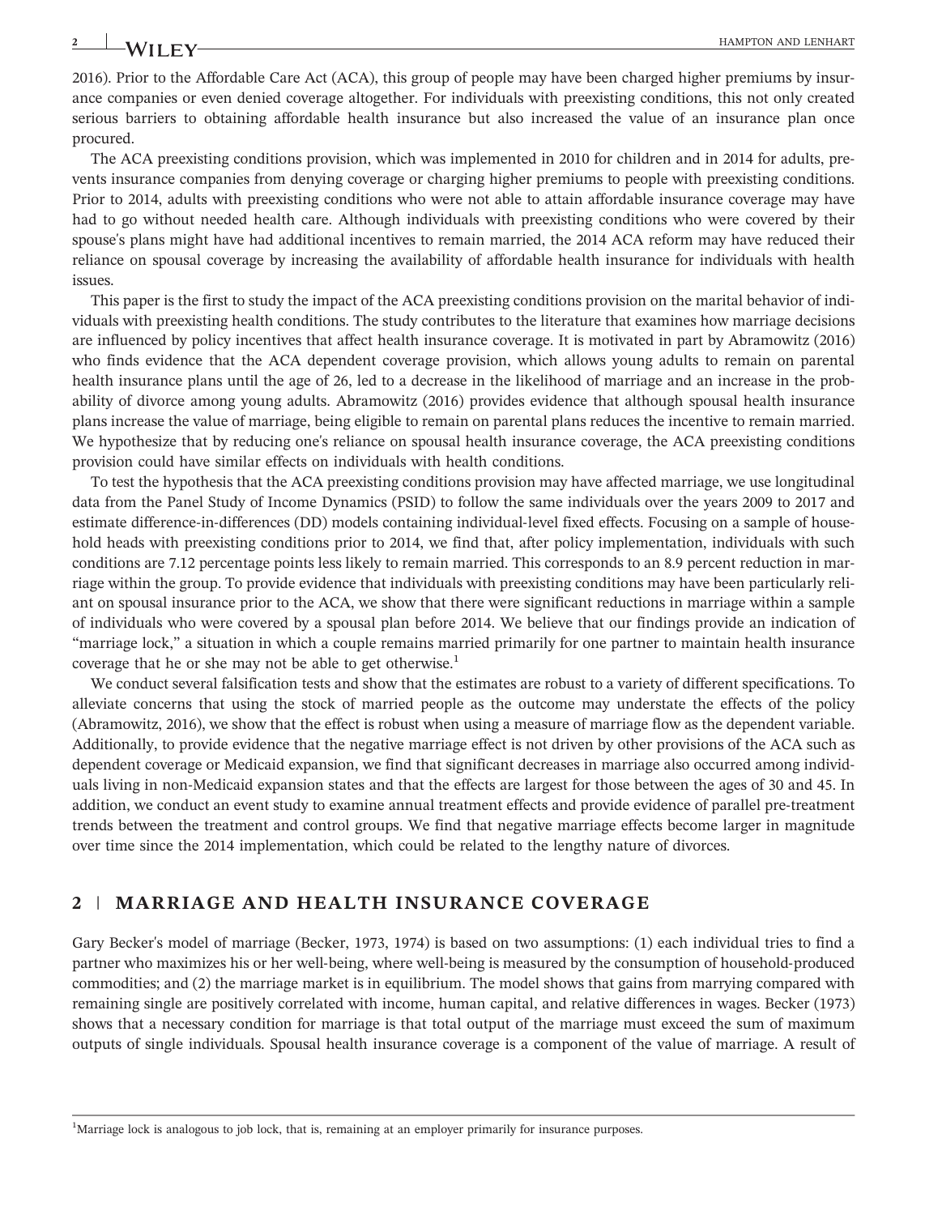2016). Prior to the Affordable Care Act (ACA), this group of people may have been charged higher premiums by insurance companies or even denied coverage altogether. For individuals with preexisting conditions, this not only created serious barriers to obtaining affordable health insurance but also increased the value of an insurance plan once procured.

The ACA preexisting conditions provision, which was implemented in 2010 for children and in 2014 for adults, prevents insurance companies from denying coverage or charging higher premiums to people with preexisting conditions. Prior to 2014, adults with preexisting conditions who were not able to attain affordable insurance coverage may have had to go without needed health care. Although individuals with preexisting conditions who were covered by their spouse's plans might have had additional incentives to remain married, the 2014 ACA reform may have reduced their reliance on spousal coverage by increasing the availability of affordable health insurance for individuals with health issues.

This paper is the first to study the impact of the ACA preexisting conditions provision on the marital behavior of individuals with preexisting health conditions. The study contributes to the literature that examines how marriage decisions are influenced by policy incentives that affect health insurance coverage. It is motivated in part by Abramowitz (2016) who finds evidence that the ACA dependent coverage provision, which allows young adults to remain on parental health insurance plans until the age of 26, led to a decrease in the likelihood of marriage and an increase in the probability of divorce among young adults. Abramowitz (2016) provides evidence that although spousal health insurance plans increase the value of marriage, being eligible to remain on parental plans reduces the incentive to remain married. We hypothesize that by reducing one's reliance on spousal health insurance coverage, the ACA preexisting conditions provision could have similar effects on individuals with health conditions.

To test the hypothesis that the ACA preexisting conditions provision may have affected marriage, we use longitudinal data from the Panel Study of Income Dynamics (PSID) to follow the same individuals over the years 2009 to 2017 and estimate difference-in-differences (DD) models containing individual-level fixed effects. Focusing on a sample of household heads with preexisting conditions prior to 2014, we find that, after policy implementation, individuals with such conditions are 7.12 percentage points less likely to remain married. This corresponds to an 8.9 percent reduction in marriage within the group. To provide evidence that individuals with preexisting conditions may have been particularly reliant on spousal insurance prior to the ACA, we show that there were significant reductions in marriage within a sample of individuals who were covered by a spousal plan before 2014. We believe that our findings provide an indication of "marriage lock," a situation in which a couple remains married primarily for one partner to maintain health insurance coverage that he or she may not be able to get otherwise.[1]

We conduct several falsification tests and show that the estimates are robust to a variety of different specifications. To alleviate concerns that using the stock of married people as the outcome may understate the effects of the policy (Abramowitz, 2016), we show that the effect is robust when using a measure of marriage flow as the dependent variable. Additionally, to provide evidence that the negative marriage effect is not driven by other provisions of the ACA such as dependent coverage or Medicaid expansion, we find that significant decreases in marriage also occurred among individuals living in non-Medicaid expansion states and that the effects are largest for those between the ages of 30 and 45. In addition, we conduct an event study to examine annual treatment effects and provide evidence of parallel pre-treatment trends between the treatment and control groups. We find that negative marriage effects become larger in magnitude over time since the 2014 implementation, which could be related to the lengthy nature of divorces.

## 2 | MARRIAGE AND HEALTH INSURANCE COVERAGE

Gary Becker's model of marriage (Becker, 1973, 1974) is based on two assumptions: (1) each individual tries to find a partner who maximizes his or her well-being, where well-being is measured by the consumption of household-produced commodities; and (2) the marriage market is in equilibrium. The model shows that gains from marrying compared with remaining single are positively correlated with income, human capital, and relative differences in wages. Becker (1973) shows that a necessary condition for marriage is that total output of the marriage must exceed the sum of maximum outputs of single individuals. Spousal health insurance coverage is a component of the value of marriage. A result of

[1]Marriage lock is analogous to job lock, that is, remaining at an employer primarily for insurance purposes.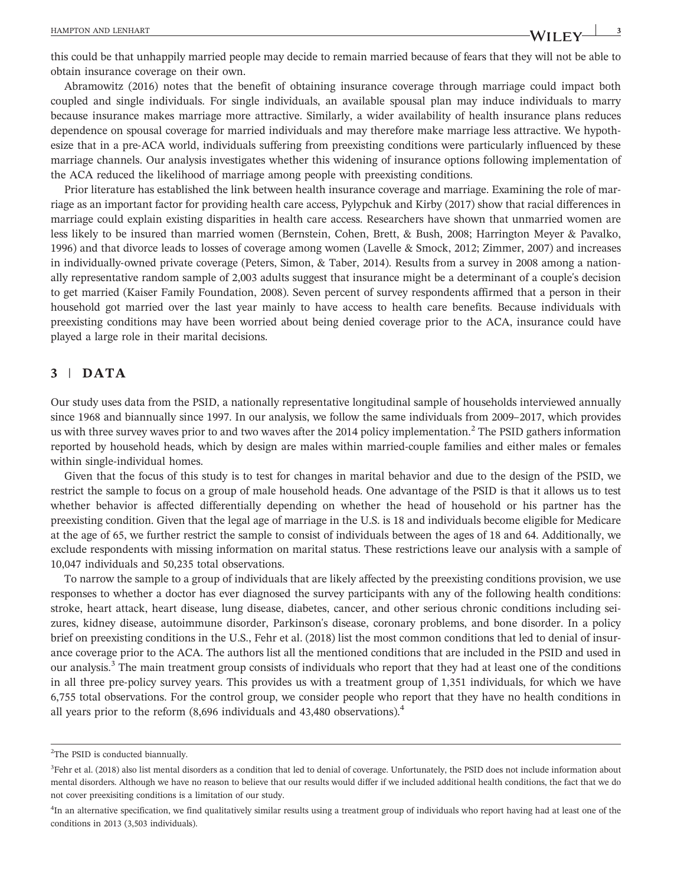this could be that unhappily married people may decide to remain married because of fears that they will not be able to obtain insurance coverage on their own.

Abramowitz (2016) notes that the benefit of obtaining insurance coverage through marriage could impact both coupled and single individuals. For single individuals, an available spousal plan may induce individuals to marry because insurance makes marriage more attractive. Similarly, a wider availability of health insurance plans reduces dependence on spousal coverage for married individuals and may therefore make marriage less attractive. We hypothesize that in a pre-ACA world, individuals suffering from preexisting conditions were particularly influenced by these marriage channels. Our analysis investigates whether this widening of insurance options following implementation of the ACA reduced the likelihood of marriage among people with preexisting conditions.

Prior literature has established the link between health insurance coverage and marriage. Examining the role of marriage as an important factor for providing health care access, Pylypchuk and Kirby (2017) show that racial differences in marriage could explain existing disparities in health care access. Researchers have shown that unmarried women are less likely to be insured than married women (Bernstein, Cohen, Brett, & Bush, 2008; Harrington Meyer & Pavalko, 1996) and that divorce leads to losses of coverage among women (Lavelle & Smock, 2012; Zimmer, 2007) and increases in individually-owned private coverage (Peters, Simon, & Taber, 2014). Results from a survey in 2008 among a nationally representative random sample of 2,003 adults suggest that insurance might be a determinant of a couple's decision to get married (Kaiser Family Foundation, 2008). Seven percent of survey respondents affirmed that a person in their household got married over the last year mainly to have access to health care benefits. Because individuals with preexisting conditions may have been worried about being denied coverage prior to the ACA, insurance could have played a large role in their marital decisions.

## 3 | DATA

Our study uses data from the PSID, a nationally representative longitudinal sample of households interviewed annually since 1968 and biannually since 1997. In our analysis, we follow the same individuals from 2009–2017, which provides us with three survey waves prior to and two waves after the 2014 policy implementation.[2] The PSID gathers information reported by household heads, which by design are males within married-couple families and either males or females within single-individual homes.

Given that the focus of this study is to test for changes in marital behavior and due to the design of the PSID, we restrict the sample to focus on a group of male household heads. One advantage of the PSID is that it allows us to test whether behavior is affected differentially depending on whether the head of household or his partner has the preexisting condition. Given that the legal age of marriage in the U.S. is 18 and individuals become eligible for Medicare at the age of 65, we further restrict the sample to consist of individuals between the ages of 18 and 64. Additionally, we exclude respondents with missing information on marital status. These restrictions leave our analysis with a sample of 10,047 individuals and 50,235 total observations.

To narrow the sample to a group of individuals that are likely affected by the preexisting conditions provision, we use responses to whether a doctor has ever diagnosed the survey participants with any of the following health conditions: stroke, heart attack, heart disease, lung disease, diabetes, cancer, and other serious chronic conditions including seizures, kidney disease, autoimmune disorder, Parkinson's disease, coronary problems, and bone disorder. In a policy brief on preexisting conditions in the U.S., Fehr et al. (2018) list the most common conditions that led to denial of insurance coverage prior to the ACA. The authors list all the mentioned conditions that are included in the PSID and used in our analysis.[3] The main treatment group consists of individuals who report that they had at least one of the conditions in all three pre-policy survey years. This provides us with a treatment group of 1,351 individuals, for which we have 6,755 total observations. For the control group, we consider people who report that they have no health conditions in all years prior to the reform (8,696 individuals and 43,480 observations).[4]

---

[2]The PSID is conducted biannually.

[3]Fehr et al. (2018) also list mental disorders as a condition that led to denial of coverage. Unfortunately, the PSID does not include information about mental disorders. Although we have no reason to believe that our results would differ if we included additional health conditions, the fact that we do not cover preexisiting conditions is a limitation of our study.

[4]In an alternative specification, we find qualitatively similar results using a treatment group of individuals who report having had at least one of the conditions in 2013 (3,503 individuals).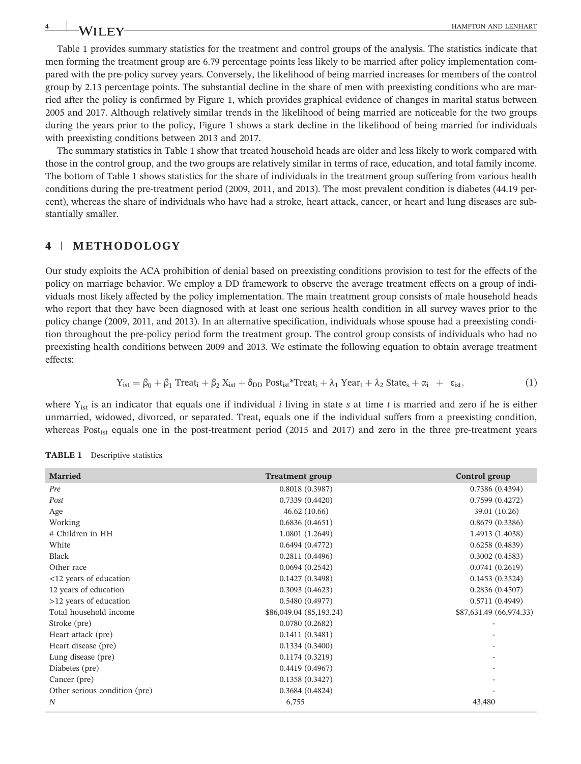Table 1 provides summary statistics for the treatment and control groups of the analysis. The statistics indicate that men forming the treatment group are 6.79 percentage points less likely to be married after policy implementation compared with the pre-policy survey years. Conversely, the likelihood of being married increases for members of the control group by 2.13 percentage points. The substantial decline in the share of men with preexisting conditions who are married after the policy is confirmed by Figure 1, which provides graphical evidence of changes in marital status between 2005 and 2017. Although relatively similar trends in the likelihood of being married are noticeable for the two groups during the years prior to the policy, Figure 1 shows a stark decline in the likelihood of being married for individuals with preexisting conditions between 2013 and 2017.

The summary statistics in Table 1 show that treated household heads are older and less likely to work compared with those in the control group, and the two groups are relatively similar in terms of race, education, and total family income. The bottom of Table 1 shows statistics for the share of individuals in the treatment group suffering from various health conditions during the pre-treatment period (2009, 2011, and 2013). The most prevalent condition is diabetes (44.19 percent), whereas the share of individuals who have had a stroke, heart attack, cancer, or heart and lung diseases are substantially smaller.

## 4 | METHODOLOGY

Our study exploits the ACA prohibition of denial based on preexisting conditions provision to test for the effects of the policy on marriage behavior. We employ a DD framework to observe the average treatment effects on a group of individuals most likely affected by the policy implementation. The main treatment group consists of male household heads who report that they have been diagnosed with at least one serious health condition in all survey waves prior to the policy change (2009, 2011, and 2013). In an alternative specification, individuals whose spouse had a preexisting condition throughout the pre-policy period form the treatment group. The control group consists of individuals who had no preexisting health conditions between 2009 and 2013. We estimate the following equation to obtain average treatment effects:

$$Y_{ist} = \beta_0 + \beta_1 \text{ Treat}_i + \beta_2 X_{ist} + \delta_{DD} \text{ Post}_{ist}{*}\text{Treat}_i + \lambda_1 \text{ Year}_t + \lambda_2 \text{ State}_s + \alpha_i + \varepsilon_{ist}, \tag{1}$$

where $Y_{ist}$ is an indicator that equals one if individual *i* living in state *s* at time *t* is married and zero if he is either unmarried, widowed, divorced, or separated. $\text{Treat}_i$ equals one if the individual suffers from a preexisting condition, whereas $\text{Post}_{ist}$ equals one in the post-treatment period (2015 and 2017) and zero in the three pre-treatment years

**TABLE 1** Descriptive statistics

| Married | Treatment group | Control group |
|---|---|---|
| *Pre* | 0.8018 (0.3987) | 0.7386 (0.4394) |
| *Post* | 0.7339 (0.4420) | 0.7599 (0.4272) |
| Age | 46.62 (10.66) | 39.01 (10.26) |
| Working | 0.6836 (0.4651) | 0.8679 (0.3386) |
| # Children in HH | 1.0801 (1.2649) | 1.4913 (1.4038) |
| White | 0.6494 (0.4772) | 0.6258 (0.4839) |
| Black | 0.2811 (0.4496) | 0.3002 (0.4583) |
| Other race | 0.0694 (0.2542) | 0.0741 (0.2619) |
| <12 years of education | 0.1427 (0.3498) | 0.1453 (0.3524) |
| 12 years of education | 0.3093 (0.4623) | 0.2836 (0.4507) |
| >12 years of education | 0.5480 (0.4977) | 0.5711 (0.4949) |
| Total household income | $86,049.04 (85,193.24) | $87,631.49 (66,974.33) |
| Stroke (pre) | 0.0780 (0.2682) | - |
| Heart attack (pre) | 0.1411 (0.3481) | - |
| Heart disease (pre) | 0.1334 (0.3400) | - |
| Lung disease (pre) | 0.1174 (0.3219) | - |
| Diabetes (pre) | 0.4419 (0.4967) | - |
| Cancer (pre) | 0.1358 (0.3427) | - |
| Other serious condition (pre) | 0.3684 (0.4824) | - |
| *N* | 6,755 | 43,480 |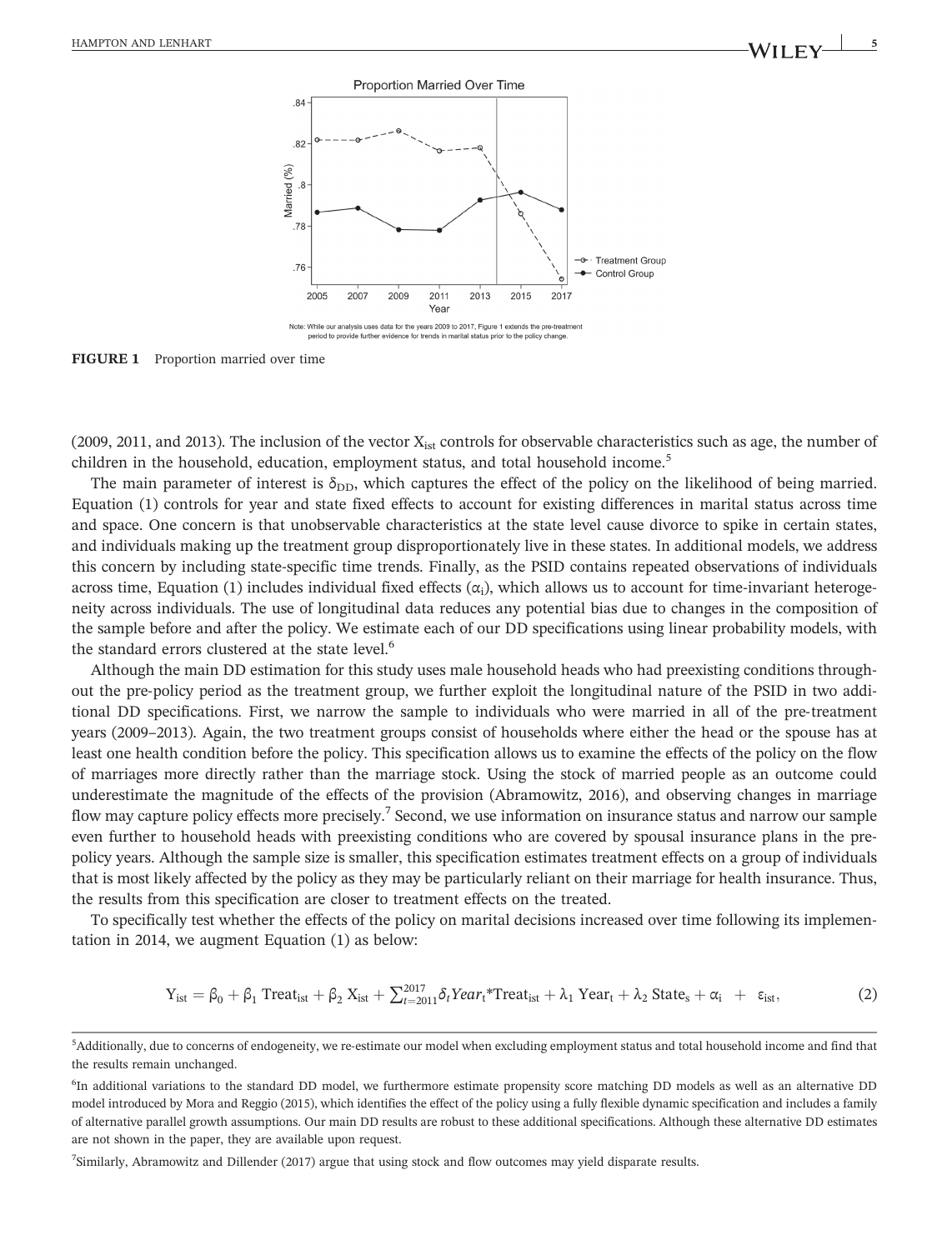**FIGURE 1** Proportion married over time

(2009, 2011, and 2013). The inclusion of the vector $X_{ist}$ controls for observable characteristics such as age, the number of children in the household, education, employment status, and total household income.[5]

The main parameter of interest is $\delta_{DD}$, which captures the effect of the policy on the likelihood of being married. Equation (1) controls for year and state fixed effects to account for existing differences in marital status across time and space. One concern is that unobservable characteristics at the state level cause divorce to spike in certain states, and individuals making up the treatment group disproportionately live in these states. In additional models, we address this concern by including state-specific time trends. Finally, as the PSID contains repeated observations of individuals across time, Equation (1) includes individual fixed effects ($\alpha_i$), which allows us to account for time-invariant heterogeneity across individuals. The use of longitudinal data reduces any potential bias due to changes in the composition of the sample before and after the policy. We estimate each of our DD specifications using linear probability models, with the standard errors clustered at the state level.[6]

Although the main DD estimation for this study uses male household heads who had preexisting conditions throughout the pre-policy period as the treatment group, we further exploit the longitudinal nature of the PSID in two additional DD specifications. First, we narrow the sample to individuals who were married in all of the pre-treatment years (2009–2013). Again, the two treatment groups consist of households where either the head or the spouse has at least one health condition before the policy. This specification allows us to examine the effects of the policy on the flow of marriages more directly rather than the marriage stock. Using the stock of married people as an outcome could underestimate the magnitude of the effects of the provision (Abramowitz, 2016), and observing changes in marriage flow may capture policy effects more precisely.[7] Second, we use information on insurance status and narrow our sample even further to household heads with preexisting conditions who are covered by spousal insurance plans in the pre-policy years. Although the sample size is smaller, this specification estimates treatment effects on a group of individuals that is most likely affected by the policy as they may be particularly reliant on their marriage for health insurance. Thus, the results from this specification are closer to treatment effects on the treated.

To specifically test whether the effects of the policy on marital decisions increased over time following its implementation in 2014, we augment Equation (1) as below:

$$Y_{ist} = \beta_0 + \beta_1 \text{ Treat}_{ist} + \beta_2 X_{ist} + \sum_{t=2011}^{2017} \delta_t Year_t {*}\text{Treat}_{ist} + \lambda_1 \text{ Year}_t + \lambda_2 \text{ State}_s + \alpha_i + \varepsilon_{ist}, \tag{2}$$

[5]Additionally, due to concerns of endogeneity, we re-estimate our model when excluding employment status and total household income and find that the results remain unchanged.

[6]In additional variations to the standard DD model, we furthermore estimate propensity score matching DD models as well as an alternative DD model introduced by Mora and Reggio (2015), which identifies the effect of the policy using a fully flexible dynamic specification and includes a family of alternative parallel growth assumptions. Our main DD results are robust to these additional specifications. Although these alternative DD estimates are not shown in the paper, they are available upon request.

[7]Similarly, Abramowitz and Dillender (2017) argue that using stock and flow outcomes may yield disparate results.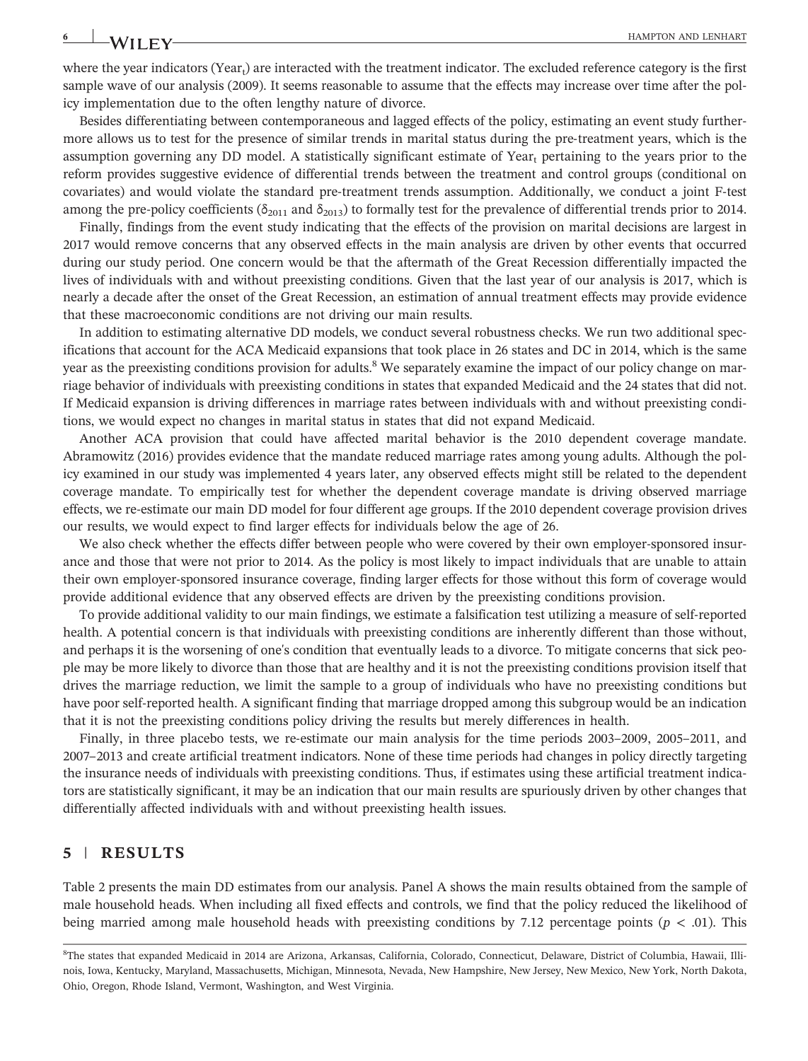where the year indicators ($Year_t$) are interacted with the treatment indicator. The excluded reference category is the first sample wave of our analysis (2009). It seems reasonable to assume that the effects may increase over time after the policy implementation due to the often lengthy nature of divorce.

Besides differentiating between contemporaneous and lagged effects of the policy, estimating an event study furthermore allows us to test for the presence of similar trends in marital status during the pre-treatment years, which is the assumption governing any DD model. A statistically significant estimate of $Year_t$ pertaining to the years prior to the reform provides suggestive evidence of differential trends between the treatment and control groups (conditional on covariates) and would violate the standard pre-treatment trends assumption. Additionally, we conduct a joint F-test among the pre-policy coefficients ($\delta_{2011}$ and $\delta_{2013}$) to formally test for the prevalence of differential trends prior to 2014.

Finally, findings from the event study indicating that the effects of the provision on marital decisions are largest in 2017 would remove concerns that any observed effects in the main analysis are driven by other events that occurred during our study period. One concern would be that the aftermath of the Great Recession differentially impacted the lives of individuals with and without preexisting conditions. Given that the last year of our analysis is 2017, which is nearly a decade after the onset of the Great Recession, an estimation of annual treatment effects may provide evidence that these macroeconomic conditions are not driving our main results.

In addition to estimating alternative DD models, we conduct several robustness checks. We run two additional specifications that account for the ACA Medicaid expansions that took place in 26 states and DC in 2014, which is the same year as the preexisting conditions provision for adults.[8] We separately examine the impact of our policy change on marriage behavior of individuals with preexisting conditions in states that expanded Medicaid and the 24 states that did not. If Medicaid expansion is driving differences in marriage rates between individuals with and without preexisting conditions, we would expect no changes in marital status in states that did not expand Medicaid.

Another ACA provision that could have affected marital behavior is the 2010 dependent coverage mandate. Abramowitz (2016) provides evidence that the mandate reduced marriage rates among young adults. Although the policy examined in our study was implemented 4 years later, any observed effects might still be related to the dependent coverage mandate. To empirically test for whether the dependent coverage mandate is driving observed marriage effects, we re-estimate our main DD model for four different age groups. If the 2010 dependent coverage provision drives our results, we would expect to find larger effects for individuals below the age of 26.

We also check whether the effects differ between people who were covered by their own employer-sponsored insurance and those that were not prior to 2014. As the policy is most likely to impact individuals that are unable to attain their own employer-sponsored insurance coverage, finding larger effects for those without this form of coverage would provide additional evidence that any observed effects are driven by the preexisting conditions provision.

To provide additional validity to our main findings, we estimate a falsification test utilizing a measure of self-reported health. A potential concern is that individuals with preexisting conditions are inherently different than those without, and perhaps it is the worsening of one's condition that eventually leads to a divorce. To mitigate concerns that sick people may be more likely to divorce than those that are healthy and it is not the preexisting conditions provision itself that drives the marriage reduction, we limit the sample to a group of individuals who have no preexisting conditions but have poor self-reported health. A significant finding that marriage dropped among this subgroup would be an indication that it is not the preexisting conditions policy driving the results but merely differences in health.

Finally, in three placebo tests, we re-estimate our main analysis for the time periods 2003–2009, 2005–2011, and 2007–2013 and create artificial treatment indicators. None of these time periods had changes in policy directly targeting the insurance needs of individuals with preexisting conditions. Thus, if estimates using these artificial treatment indicators are statistically significant, it may be an indication that our main results are spuriously driven by other changes that differentially affected individuals with and without preexisting health issues.

## 5 | RESULTS

Table 2 presents the main DD estimates from our analysis. Panel A shows the main results obtained from the sample of male household heads. When including all fixed effects and controls, we find that the policy reduced the likelihood of being married among male household heads with preexisting conditions by 7.12 percentage points ($p < .01$). This

[8]The states that expanded Medicaid in 2014 are Arizona, Arkansas, California, Colorado, Connecticut, Delaware, District of Columbia, Hawaii, Illinois, Iowa, Kentucky, Maryland, Massachusetts, Michigan, Minnesota, Nevada, New Hampshire, New Jersey, New Mexico, New York, North Dakota, Ohio, Oregon, Rhode Island, Vermont, Washington, and West Virginia.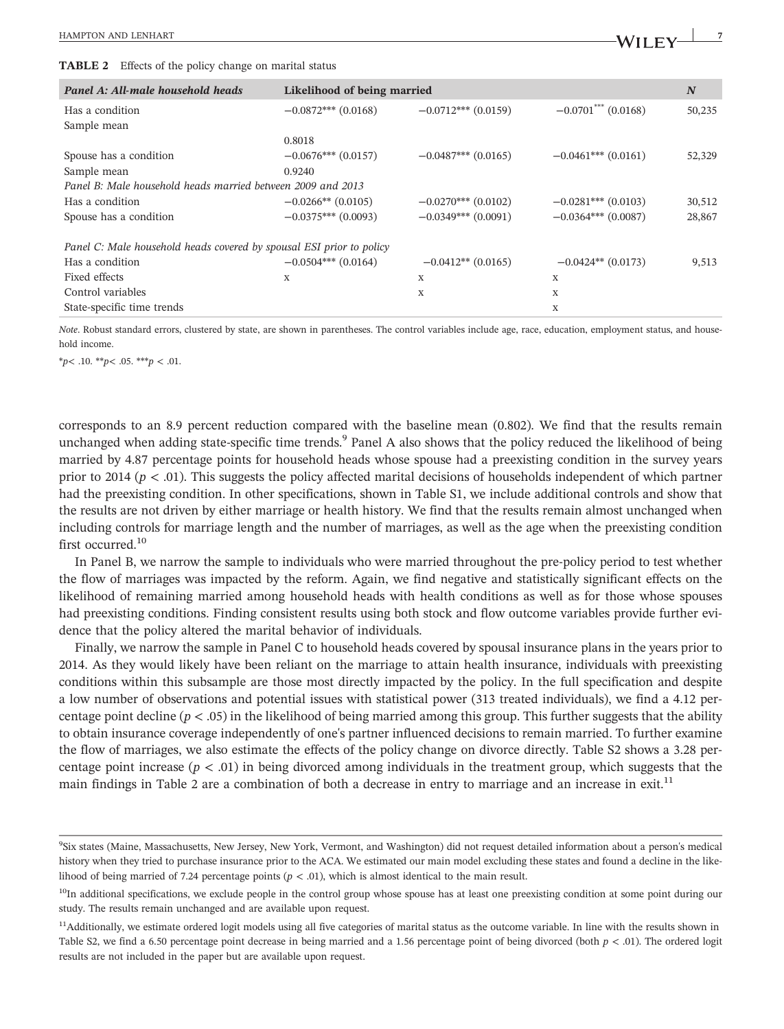**TABLE 2** Effects of the policy change on marital status

| *Panel A: All-male household heads* | Likelihood of being married | | | $N$ |
|---|---|---|---|---|
| Has a condition | −0.0872*** (0.0168) | −0.0712*** (0.0159) | −0.0701*** (0.0168) | 50,235 |
| Sample mean | 0.8018 | | | |
| Spouse has a condition | −0.0676*** (0.0157) | −0.0487*** (0.0165) | −0.0461*** (0.0161) | 52,329 |
| Sample mean | 0.9240 | | | |
| *Panel B: Male household heads married between 2009 and 2013* | | | | |
| Has a condition | −0.0266** (0.0105) | −0.0270*** (0.0102) | −0.0281*** (0.0103) | 30,512 |
| Spouse has a condition | −0.0375*** (0.0093) | −0.0349*** (0.0091) | −0.0364*** (0.0087) | 28,867 |
| *Panel C: Male household heads covered by spousal ESI prior to policy* | | | | |
| Has a condition | −0.0504*** (0.0164) | −0.0412** (0.0165) | −0.0424** (0.0173) | 9,513 |
| Fixed effects | x | x | x | |
| Control variables | | x | x | |
| State-specific time trends | | | x | |

*Note*. Robust standard errors, clustered by state, are shown in parentheses. The control variables include age, race, education, employment status, and household income.

*$p < .10$. **$p < .05$. ***$p < .01$.

corresponds to an 8.9 percent reduction compared with the baseline mean (0.802). We find that the results remain unchanged when adding state-specific time trends.[9] Panel A also shows that the policy reduced the likelihood of being married by 4.87 percentage points for household heads whose spouse had a preexisting condition in the survey years prior to 2014 ($p < .01$). This suggests the policy affected marital decisions of households independent of which partner had the preexisting condition. In other specifications, shown in Table S1, we include additional controls and show that the results are not driven by either marriage or health history. We find that the results remain almost unchanged when including controls for marriage length and the number of marriages, as well as the age when the preexisting condition first occurred.[10]

In Panel B, we narrow the sample to individuals who were married throughout the pre-policy period to test whether the flow of marriages was impacted by the reform. Again, we find negative and statistically significant effects on the likelihood of remaining married among household heads with health conditions as well as for those whose spouses had preexisting conditions. Finding consistent results using both stock and flow outcome variables provide further evidence that the policy altered the marital behavior of individuals.

Finally, we narrow the sample in Panel C to household heads covered by spousal insurance plans in the years prior to 2014. As they would likely have been reliant on the marriage to attain health insurance, individuals with preexisting conditions within this subsample are those most directly impacted by the policy. In the full specification and despite a low number of observations and potential issues with statistical power (313 treated individuals), we find a 4.12 percentage point decline ($p < .05$) in the likelihood of being married among this group. This further suggests that the ability to obtain insurance coverage independently of one's partner influenced decisions to remain married. To further examine the flow of marriages, we also estimate the effects of the policy change on divorce directly. Table S2 shows a 3.28 percentage point increase ($p < .01$) in being divorced among individuals in the treatment group, which suggests that the main findings in Table 2 are a combination of both a decrease in entry to marriage and an increase in exit.[11]

---

[9]Six states (Maine, Massachusetts, New Jersey, New York, Vermont, and Washington) did not request detailed information about a person's medical history when they tried to purchase insurance prior to the ACA. We estimated our main model excluding these states and found a decline in the likelihood of being married of 7.24 percentage points ($p < .01$), which is almost identical to the main result.

[10]In additional specifications, we exclude people in the control group whose spouse has at least one preexisting condition at some point during our study. The results remain unchanged and are available upon request.

[11]Additionally, we estimate ordered logit models using all five categories of marital status as the outcome variable. In line with the results shown in Table S2, we find a 6.50 percentage point decrease in being married and a 1.56 percentage point of being divorced (both $p < .01$). The ordered logit results are not included in the paper but are available upon request.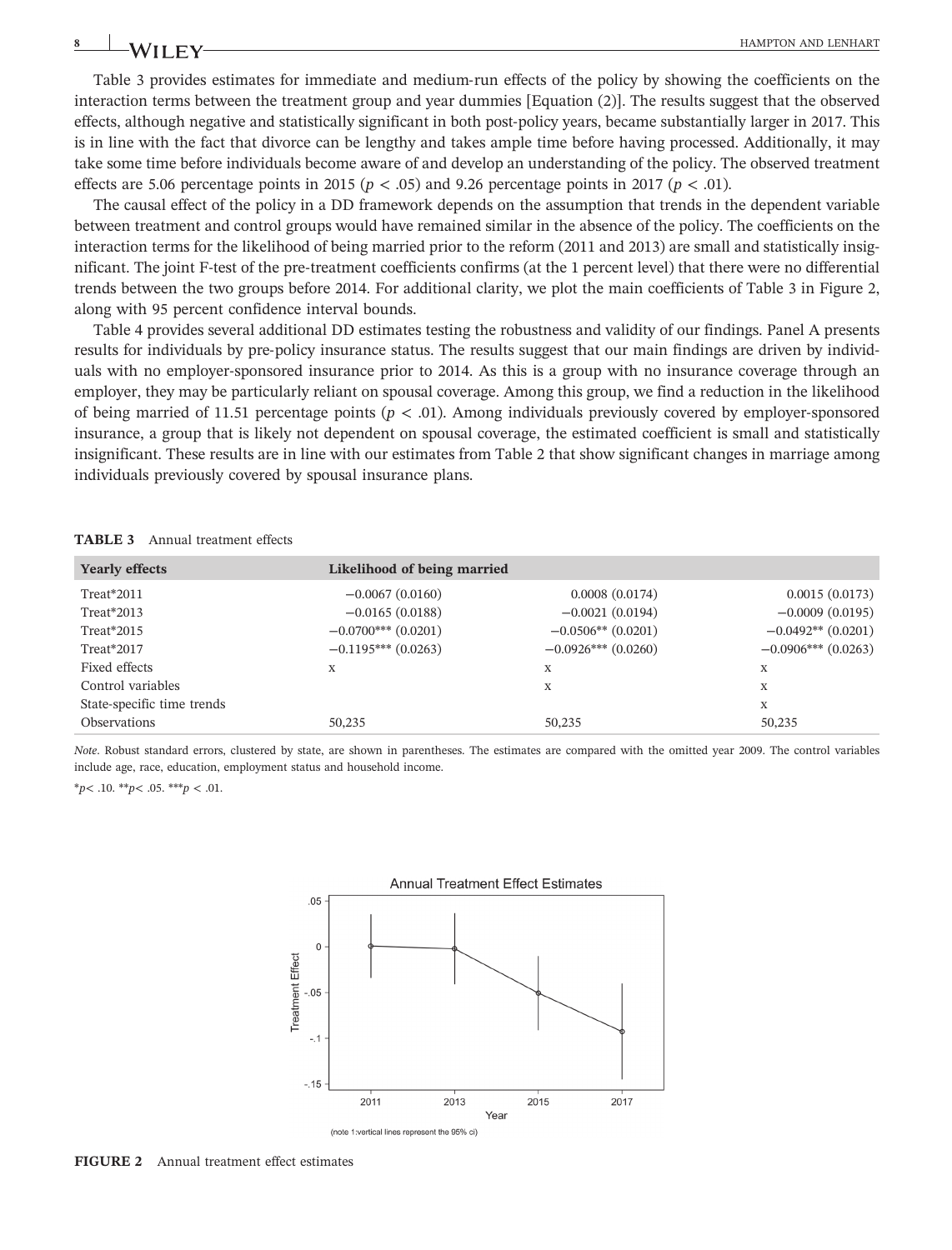Table 3 provides estimates for immediate and medium-run effects of the policy by showing the coefficients on the interaction terms between the treatment group and year dummies [Equation (2)]. The results suggest that the observed effects, although negative and statistically significant in both post-policy years, became substantially larger in 2017. This is in line with the fact that divorce can be lengthy and takes ample time before having processed. Additionally, it may take some time before individuals become aware of and develop an understanding of the policy. The observed treatment effects are 5.06 percentage points in 2015 ($p < .05$) and 9.26 percentage points in 2017 ($p < .01$).

The causal effect of the policy in a DD framework depends on the assumption that trends in the dependent variable between treatment and control groups would have remained similar in the absence of the policy. The coefficients on the interaction terms for the likelihood of being married prior to the reform (2011 and 2013) are small and statistically insignificant. The joint F-test of the pre-treatment coefficients confirms (at the 1 percent level) that there were no differential trends between the two groups before 2014. For additional clarity, we plot the main coefficients of Table 3 in Figure 2, along with 95 percent confidence interval bounds.

Table 4 provides several additional DD estimates testing the robustness and validity of our findings. Panel A presents results for individuals by pre-policy insurance status. The results suggest that our main findings are driven by individuals with no employer-sponsored insurance prior to 2014. As this is a group with no insurance coverage through an employer, they may be particularly reliant on spousal coverage. Among this group, we find a reduction in the likelihood of being married of 11.51 percentage points ($p < .01$). Among individuals previously covered by employer-sponsored insurance, a group that is likely not dependent on spousal coverage, the estimated coefficient is small and statistically insignificant. These results are in line with our estimates from Table 2 that show significant changes in marriage among individuals previously covered by spousal insurance plans.

**TABLE 3** Annual treatment effects

| Yearly effects | Likelihood of being married | | |
|---|---|---|---|
| Treat*2011 | −0.0067 (0.0160) | 0.0008 (0.0174) | 0.0015 (0.0173) |
| Treat*2013 | −0.0165 (0.0188) | −0.0021 (0.0194) | −0.0009 (0.0195) |
| Treat*2015 | −0.0700*** (0.0201) | −0.0506** (0.0201) | −0.0492** (0.0201) |
| Treat*2017 | −0.1195*** (0.0263) | −0.0926*** (0.0260) | −0.0906*** (0.0263) |
| Fixed effects | x | x | x |
| Control variables | | x | x |
| State-specific time trends | | | x |
| Observations | 50,235 | 50,235 | 50,235 |

*Note*. Robust standard errors, clustered by state, are shown in parentheses. The estimates are compared with the omitted year 2009. The control variables include age, race, education, employment status and household income.

*$p < .10$. **$p < .05$. ***$p < .01$.

**FIGURE 2** Annual treatment effect estimates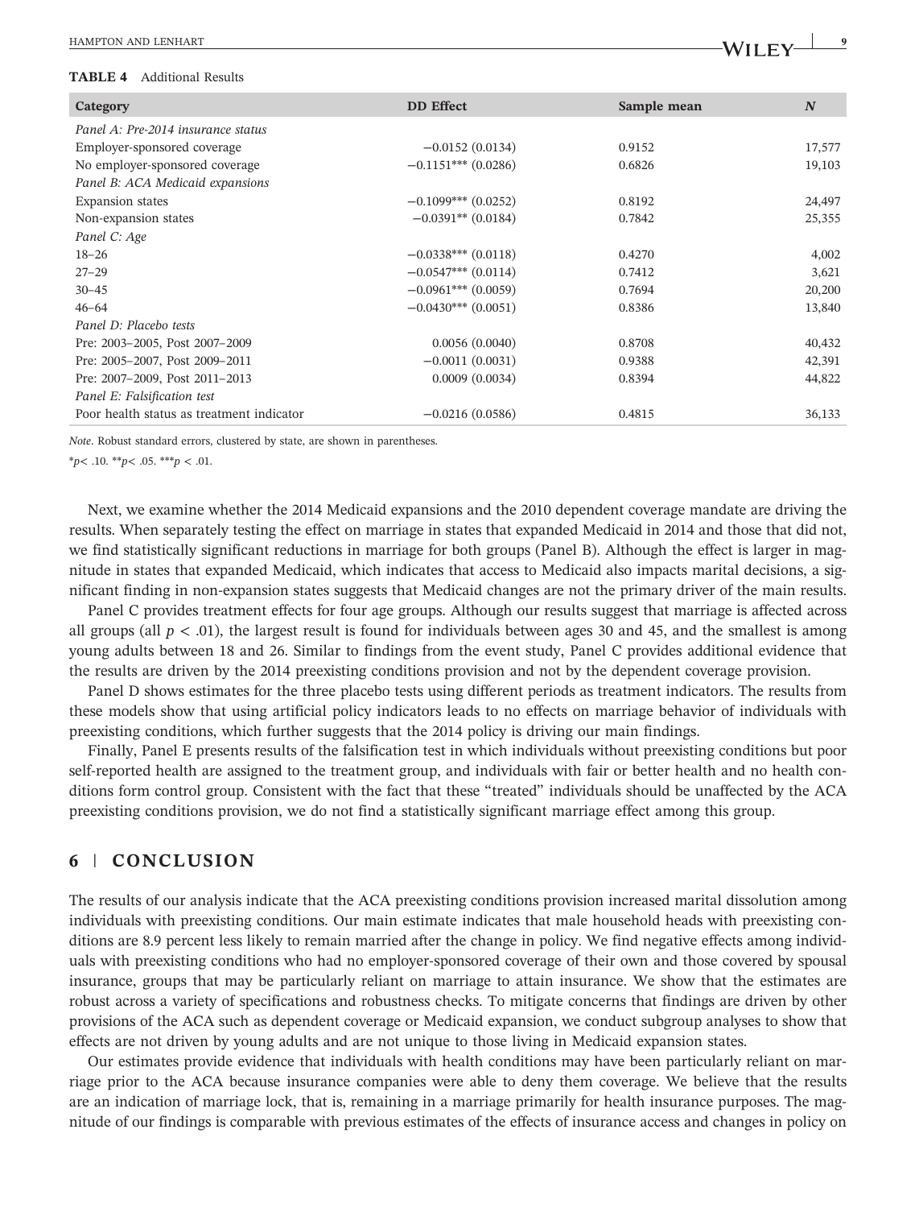**TABLE 4** Additional Results

| Category | DD Effect | Sample mean | N |
|---|---|---|---|
| *Panel A: Pre-2014 insurance status* | | | |
| Employer-sponsored coverage | −0.0152 (0.0134) | 0.9152 | 17,577 |
| No employer-sponsored coverage | −0.1151*** (0.0286) | 0.6826 | 19,103 |
| *Panel B: ACA Medicaid expansions* | | | |
| Expansion states | −0.1099*** (0.0252) | 0.8192 | 24,497 |
| Non-expansion states | −0.0391** (0.0184) | 0.7842 | 25,355 |
| *Panel C: Age* | | | |
| 18–26 | −0.0338*** (0.0118) | 0.4270 | 4,002 |
| 27–29 | −0.0547*** (0.0114) | 0.7412 | 3,621 |
| 30–45 | −0.0961*** (0.0059) | 0.7694 | 20,200 |
| 46–64 | −0.0430*** (0.0051) | 0.8386 | 13,840 |
| *Panel D: Placebo tests* | | | |
| Pre: 2003–2005, Post 2007–2009 | 0.0056 (0.0040) | 0.8708 | 40,432 |
| Pre: 2005–2007, Post 2009–2011 | −0.0011 (0.0031) | 0.9388 | 42,391 |
| Pre: 2007–2009, Post 2011–2013 | 0.0009 (0.0034) | 0.8394 | 44,822 |
| *Panel E: Falsification test* | | | |
| Poor health status as treatment indicator | −0.0216 (0.0586) | 0.4815 | 36,133 |

*Note*. Robust standard errors, clustered by state, are shown in parentheses.

*$p < .10$. **$p < .05$. ***$p < .01$.

Next, we examine whether the 2014 Medicaid expansions and the 2010 dependent coverage mandate are driving the results. When separately testing the effect on marriage in states that expanded Medicaid in 2014 and those that did not, we find statistically significant reductions in marriage for both groups (Panel B). Although the effect is larger in magnitude in states that expanded Medicaid, which indicates that access to Medicaid also impacts marital decisions, a significant finding in non-expansion states suggests that Medicaid changes are not the primary driver of the main results.

Panel C provides treatment effects for four age groups. Although our results suggest that marriage is affected across all groups (all $p < .01$), the largest result is found for individuals between ages 30 and 45, and the smallest is among young adults between 18 and 26. Similar to findings from the event study, Panel C provides additional evidence that the results are driven by the 2014 preexisting conditions provision and not by the dependent coverage provision.

Panel D shows estimates for the three placebo tests using different periods as treatment indicators. The results from these models show that using artificial policy indicators leads to no effects on marriage behavior of individuals with preexisting conditions, which further suggests that the 2014 policy is driving our main findings.

Finally, Panel E presents results of the falsification test in which individuals without preexisting conditions but poor self-reported health are assigned to the treatment group, and individuals with fair or better health and no health conditions form control group. Consistent with the fact that these "treated" individuals should be unaffected by the ACA preexisting conditions provision, we do not find a statistically significant marriage effect among this group.

## 6 | CONCLUSION

The results of our analysis indicate that the ACA preexisting conditions provision increased marital dissolution among individuals with preexisting conditions. Our main estimate indicates that male household heads with preexisting conditions are 8.9 percent less likely to remain married after the change in policy. We find negative effects among individuals with preexisting conditions who had no employer-sponsored coverage of their own and those covered by spousal insurance, groups that may be particularly reliant on marriage to attain insurance. We show that the estimates are robust across a variety of specifications and robustness checks. To mitigate concerns that findings are driven by other provisions of the ACA such as dependent coverage or Medicaid expansion, we conduct subgroup analyses to show that effects are not driven by young adults and are not unique to those living in Medicaid expansion states.

Our estimates provide evidence that individuals with health conditions may have been particularly reliant on marriage prior to the ACA because insurance companies were able to deny them coverage. We believe that the results are an indication of marriage lock, that is, remaining in a marriage primarily for health insurance purposes. The magnitude of our findings is comparable with previous estimates of the effects of insurance access and changes in policy on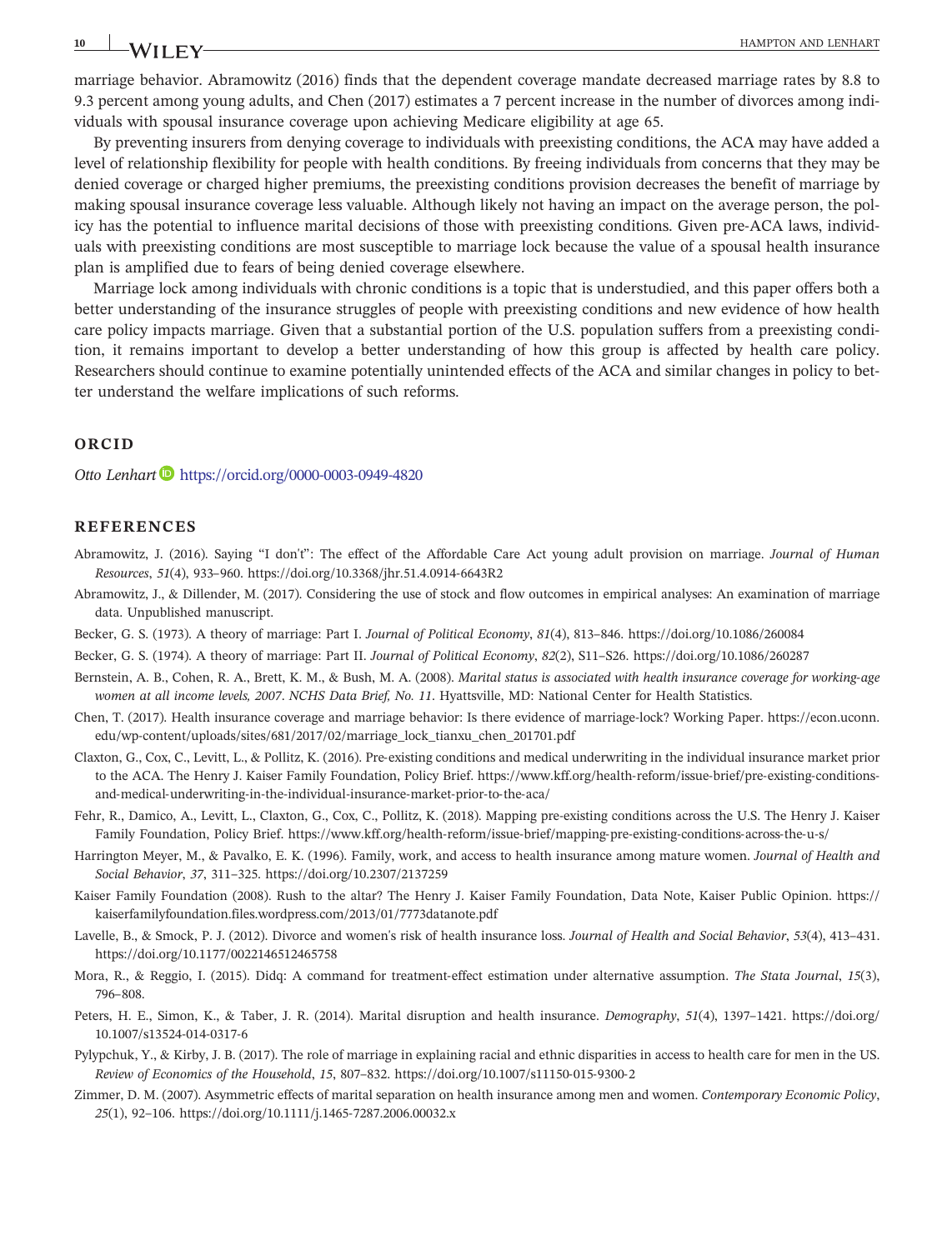marriage behavior. Abramowitz (2016) finds that the dependent coverage mandate decreased marriage rates by 8.8 to 9.3 percent among young adults, and Chen (2017) estimates a 7 percent increase in the number of divorces among individuals with spousal insurance coverage upon achieving Medicare eligibility at age 65.

By preventing insurers from denying coverage to individuals with preexisting conditions, the ACA may have added a level of relationship flexibility for people with health conditions. By freeing individuals from concerns that they may be denied coverage or charged higher premiums, the preexisting conditions provision decreases the benefit of marriage by making spousal insurance coverage less valuable. Although likely not having an impact on the average person, the policy has the potential to influence marital decisions of those with preexisting conditions. Given pre-ACA laws, individuals with preexisting conditions are most susceptible to marriage lock because the value of a spousal health insurance plan is amplified due to fears of being denied coverage elsewhere.

Marriage lock among individuals with chronic conditions is a topic that is understudied, and this paper offers both a better understanding of the insurance struggles of people with preexisting conditions and new evidence of how health care policy impacts marriage. Given that a substantial portion of the U.S. population suffers from a preexisting condition, it remains important to develop a better understanding of how this group is affected by health care policy. Researchers should continue to examine potentially unintended effects of the ACA and similar changes in policy to better understand the welfare implications of such reforms.

## ORCID

*Otto Lenhart* https://orcid.org/0000-0003-0949-4820

## REFERENCES

Abramowitz, J. (2016). Saying "I don't": The effect of the Affordable Care Act young adult provision on marriage. *Journal of Human Resources*, *51*(4), 933–960. https://doi.org/10.3368/jhr.51.4.0914-6643R2

Abramowitz, J., & Dillender, M. (2017). Considering the use of stock and flow outcomes in empirical analyses: An examination of marriage data. Unpublished manuscript.

Becker, G. S. (1973). A theory of marriage: Part I. *Journal of Political Economy*, *81*(4), 813–846. https://doi.org/10.1086/260084

Becker, G. S. (1974). A theory of marriage: Part II. *Journal of Political Economy*, *82*(2), S11–S26. https://doi.org/10.1086/260287

Bernstein, A. B., Cohen, R. A., Brett, K. M., & Bush, M. A. (2008). *Marital status is associated with health insurance coverage for working-age women at all income levels, 2007*. *NCHS Data Brief, No. 11*. Hyattsville, MD: National Center for Health Statistics.

Chen, T. (2017). Health insurance coverage and marriage behavior: Is there evidence of marriage-lock? Working Paper. https://econ.uconn.edu/wp-content/uploads/sites/681/2017/02/marriage_lock_tianxu_chen_201701.pdf

Claxton, G., Cox, C., Levitt, L., & Pollitz, K. (2016). Pre-existing conditions and medical underwriting in the individual insurance market prior to the ACA. The Henry J. Kaiser Family Foundation, Policy Brief. https://www.kff.org/health-reform/issue-brief/pre-existing-conditions-and-medical-underwriting-in-the-individual-insurance-market-prior-to-the-aca/

Fehr, R., Damico, A., Levitt, L., Claxton, G., Cox, C., Pollitz, K. (2018). Mapping pre-existing conditions across the U.S. The Henry J. Kaiser Family Foundation, Policy Brief. https://www.kff.org/health-reform/issue-brief/mapping-pre-existing-conditions-across-the-u-s/

Harrington Meyer, M., & Pavalko, E. K. (1996). Family, work, and access to health insurance among mature women. *Journal of Health and Social Behavior*, *37*, 311–325. https://doi.org/10.2307/2137259

Kaiser Family Foundation (2008). Rush to the altar? The Henry J. Kaiser Family Foundation, Data Note, Kaiser Public Opinion. https://kaiserfamilyfoundation.files.wordpress.com/2013/01/7773datanote.pdf

Lavelle, B., & Smock, P. J. (2012). Divorce and women's risk of health insurance loss. *Journal of Health and Social Behavior*, *53*(4), 413–431. https://doi.org/10.1177/0022146512465758

Mora, R., & Reggio, I. (2015). Didq: A command for treatment-effect estimation under alternative assumption. *The Stata Journal*, *15*(3), 796–808.

Peters, H. E., Simon, K., & Taber, J. R. (2014). Marital disruption and health insurance. *Demography*, *51*(4), 1397–1421. https://doi.org/10.1007/s13524-014-0317-6

Pylypchuk, Y., & Kirby, J. B. (2017). The role of marriage in explaining racial and ethnic disparities in access to health care for men in the US. *Review of Economics of the Household*, *15*, 807–832. https://doi.org/10.1007/s11150-015-9300-2

Zimmer, D. M. (2007). Asymmetric effects of marital separation on health insurance among men and women. *Contemporary Economic Policy*, *25*(1), 92–106. https://doi.org/10.1111/j.1465-7287.2006.00032.x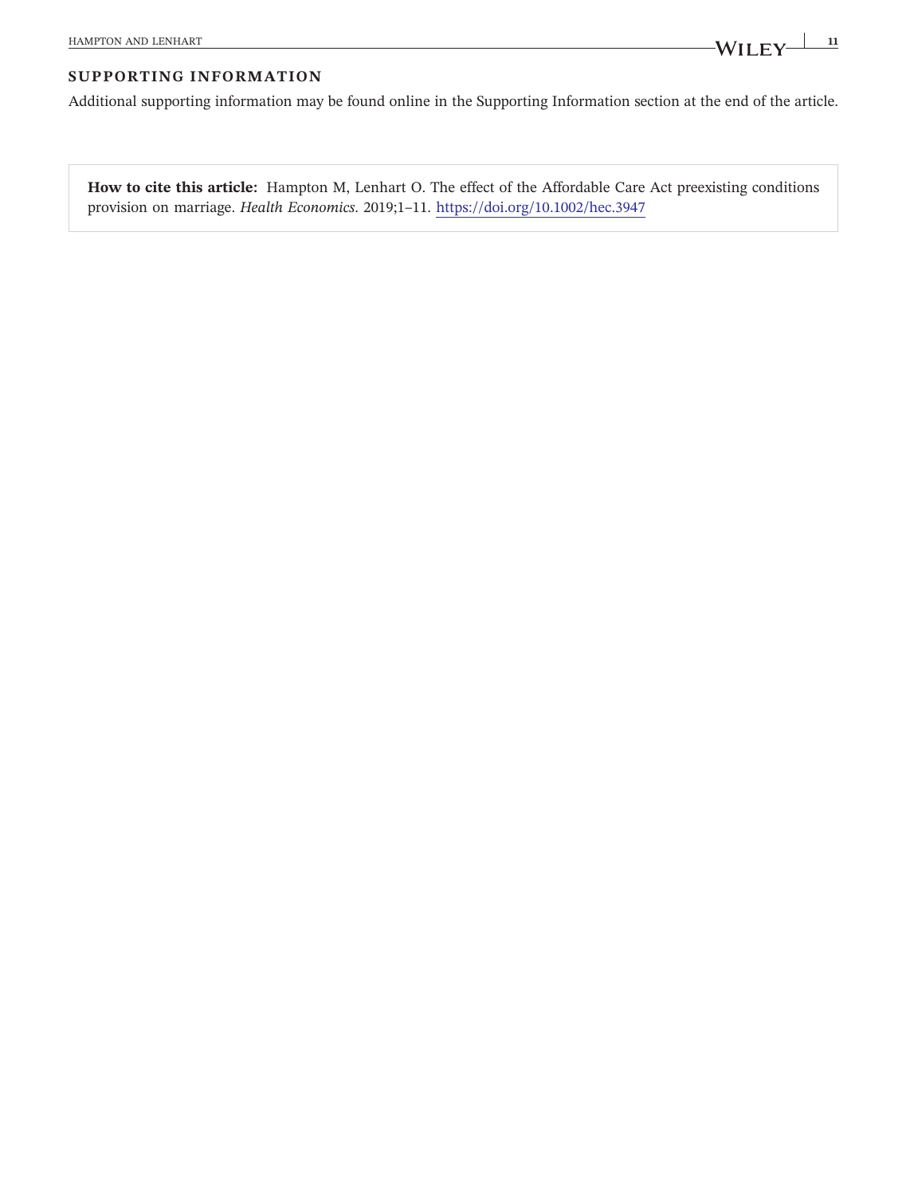## SUPPORTING INFORMATION

Additional supporting information may be found online in the Supporting Information section at the end of the article.

**How to cite this article:** Hampton M, Lenhart O. The effect of the Affordable Care Act preexisting conditions provision on marriage. *Health Economics*. 2019;1–11. https://doi.org/10.1002/hec.3947